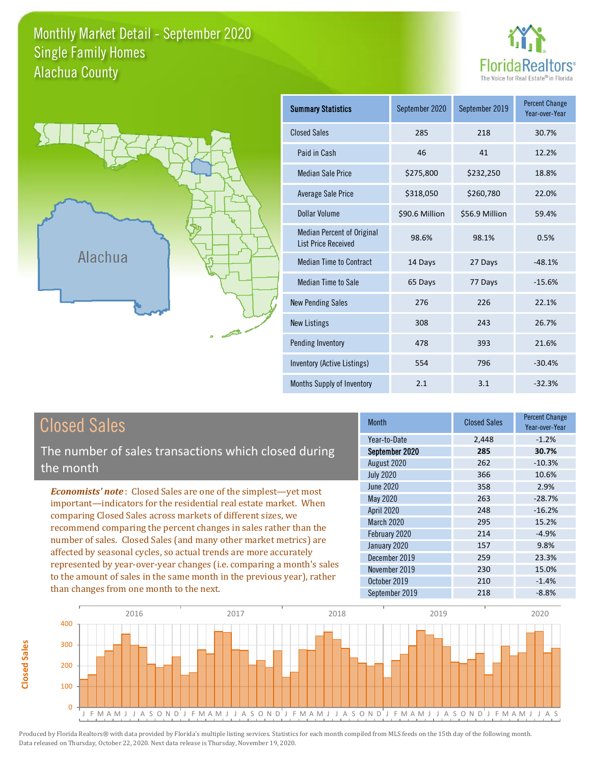# Monthly Market Detail - September 2020
## Single Family Homes
## Alachua County

FloridaRealtors®
The Voice for Real Estate® in Florida

Alachua

| Summary Statistics | September 2020 | September 2019 | Percent Change Year-over-Year |
|---|---|---|---|
| Closed Sales | 285 | 218 | 30.7% |
| Paid in Cash | 46 | 41 | 12.2% |
| Median Sale Price | $275,800 | $232,250 | 18.8% |
| Average Sale Price | $318,050 | $260,780 | 22.0% |
| Dollar Volume | $90.6 Million | $56.9 Million | 59.4% |
| Median Percent of Original List Price Received | 98.6% | 98.1% | 0.5% |
| Median Time to Contract | 14 Days | 27 Days | -48.1% |
| Median Time to Sale | 65 Days | 77 Days | -15.6% |
| New Pending Sales | 276 | 226 | 22.1% |
| New Listings | 308 | 243 | 26.7% |
| Pending Inventory | 478 | 393 | 21.6% |
| Inventory (Active Listings) | 554 | 796 | -30.4% |
| Months Supply of Inventory | 2.1 | 3.1 | -32.3% |

## Closed Sales

The number of sales transactions which closed during the month

*Economists' note*: Closed Sales are one of the simplest—yet most important—indicators for the residential real estate market. When comparing Closed Sales across markets of different sizes, we recommend comparing the percent changes in sales rather than the number of sales. Closed Sales (and many other market metrics) are affected by seasonal cycles, so actual trends are more accurately represented by year-over-year changes (i.e. comparing a month's sales to the amount of sales in the same month in the previous year), rather than changes from one month to the next.

| Month | Closed Sales | Percent Change Year-over-Year |
|---|---|---|
| Year-to-Date | 2,448 | -1.2% |
| **September 2020** | **285** | **30.7%** |
| August 2020 | 262 | -10.3% |
| July 2020 | 366 | 10.6% |
| June 2020 | 358 | 2.9% |
| May 2020 | 263 | -28.7% |
| April 2020 | 248 | -16.2% |
| March 2020 | 295 | 15.2% |
| February 2020 | 214 | -4.9% |
| January 2020 | 157 | 9.8% |
| December 2019 | 259 | 23.3% |
| November 2019 | 230 | 15.0% |
| October 2019 | 210 | -1.4% |
| September 2019 | 218 | -8.8% |

Produced by Florida Realtors® with data provided by Florida's multiple listing services. Statistics for each month compiled from MLS feeds on the 15th day of the following month. Data released on Thursday, October 22, 2020. Next data release is Thursday, November 19, 2020.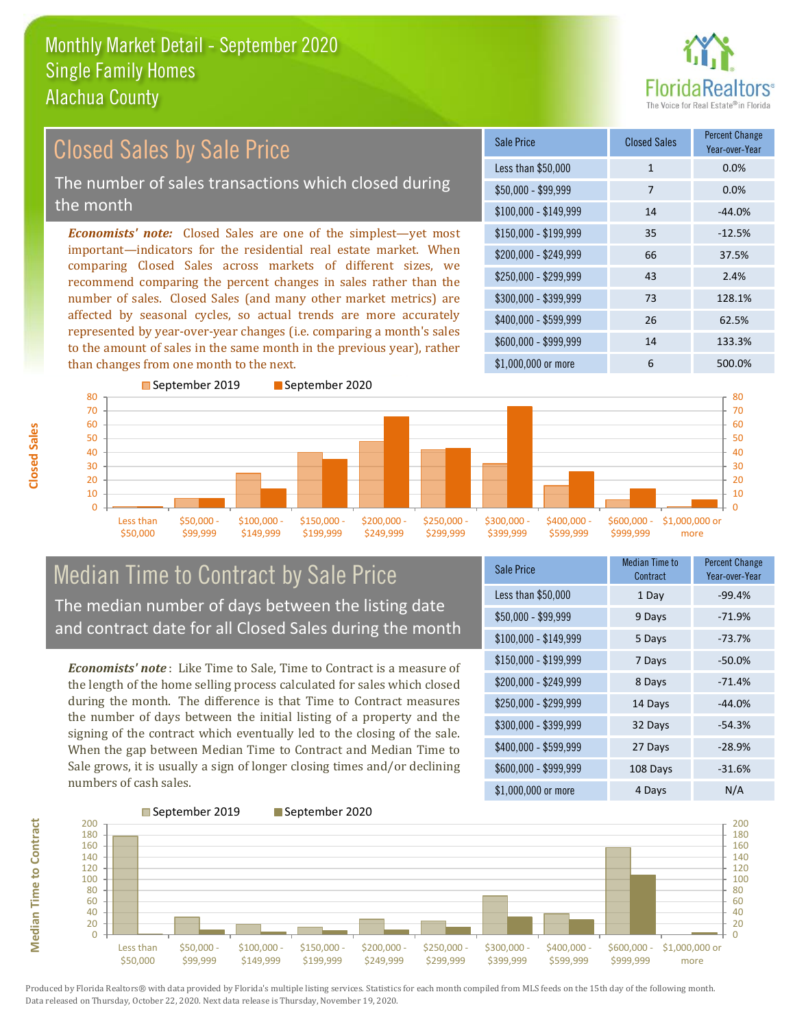# Monthly Market Detail - September 2020
## Single Family Homes
## Alachua County

## Closed Sales by Sale Price

The number of sales transactions which closed during the month

***Economists' note:*** Closed Sales are one of the simplest—yet most important—indicators for the residential real estate market. When comparing Closed Sales across markets of different sizes, we recommend comparing the percent changes in sales rather than the number of sales. Closed Sales (and many other market metrics) are affected by seasonal cycles, so actual trends are more accurately represented by year-over-year changes (i.e. comparing a month's sales to the amount of sales in the same month in the previous year), rather than changes from one month to the next.

| Sale Price | Closed Sales | Percent Change Year-over-Year |
|---|---|---|
| Less than $50,000 | 1 | 0.0% |
| $50,000 - $99,999 | 7 | 0.0% |
| $100,000 - $149,999 | 14 | -44.0% |
| $150,000 - $199,999 | 35 | -12.5% |
| $200,000 - $249,999 | 66 | 37.5% |
| $250,000 - $299,999 | 43 | 2.4% |
| $300,000 - $399,999 | 73 | 128.1% |
| $400,000 - $599,999 | 26 | 62.5% |
| $600,000 - $999,999 | 14 | 133.3% |
| $1,000,000 or more | 6 | 500.0% |

## Median Time to Contract by Sale Price

The median number of days between the listing date and contract date for all Closed Sales during the month

***Economists' note*** : Like Time to Sale, Time to Contract is a measure of the length of the home selling process calculated for sales which closed during the month. The difference is that Time to Contract measures the number of days between the initial listing of a property and the signing of the contract which eventually led to the closing of the sale. When the gap between Median Time to Contract and Median Time to Sale grows, it is usually a sign of longer closing times and/or declining numbers of cash sales.

| Sale Price | Median Time to Contract | Percent Change Year-over-Year |
|---|---|---|
| Less than $50,000 | 1 Day | -99.4% |
| $50,000 - $99,999 | 9 Days | -71.9% |
| $100,000 - $149,999 | 5 Days | -73.7% |
| $150,000 - $199,999 | 7 Days | -50.0% |
| $200,000 - $249,999 | 8 Days | -71.4% |
| $250,000 - $299,999 | 14 Days | -44.0% |
| $300,000 - $399,999 | 32 Days | -54.3% |
| $400,000 - $599,999 | 27 Days | -28.9% |
| $600,000 - $999,999 | 108 Days | -31.6% |
| $1,000,000 or more | 4 Days | N/A |

Produced by Florida Realtors® with data provided by Florida's multiple listing services. Statistics for each month compiled from MLS feeds on the 15th day of the following month. Data released on Thursday, October 22, 2020. Next data release is Thursday, November 19, 2020.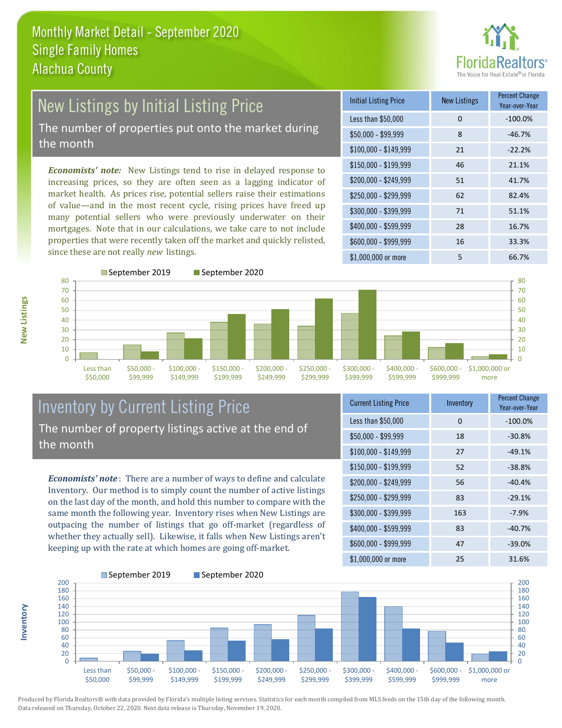# Monthly Market Detail - September 2020
## Single Family Homes
## Alachua County

## New Listings by Initial Listing Price

The number of properties put onto the market during the month

***Economists' note:*** New Listings tend to rise in delayed response to increasing prices, so they are often seen as a lagging indicator of market health. As prices rise, potential sellers raise their estimations of value—and in the most recent cycle, rising prices have freed up many potential sellers who were previously underwater on their mortgages. Note that in our calculations, we take care to not include properties that were recently taken off the market and quickly relisted, since these are not really *new* listings.

| Initial Listing Price | New Listings | Percent Change Year-over-Year |
|---|---|---|
| Less than $50,000 | 0 | -100.0% |
| $50,000 - $99,999 | 8 | -46.7% |
| $100,000 - $149,999 | 21 | -22.2% |
| $150,000 - $199,999 | 46 | 21.1% |
| $200,000 - $249,999 | 51 | 41.7% |
| $250,000 - $299,999 | 62 | 82.4% |
| $300,000 - $399,999 | 71 | 51.1% |
| $400,000 - $599,999 | 28 | 16.7% |
| $600,000 - $999,999 | 16 | 33.3% |
| $1,000,000 or more | 5 | 66.7% |

## Inventory by Current Listing Price

The number of property listings active at the end of the month

***Economists' note*:** There are a number of ways to define and calculate Inventory. Our method is to simply count the number of active listings on the last day of the month, and hold this number to compare with the same month the following year. Inventory rises when New Listings are outpacing the number of listings that go off-market (regardless of whether they actually sell). Likewise, it falls when New Listings aren't keeping up with the rate at which homes are going off-market.

| Current Listing Price | Inventory | Percent Change Year-over-Year |
|---|---|---|
| Less than $50,000 | 0 | -100.0% |
| $50,000 - $99,999 | 18 | -30.8% |
| $100,000 - $149,999 | 27 | -49.1% |
| $150,000 - $199,999 | 52 | -38.8% |
| $200,000 - $249,999 | 56 | -40.4% |
| $250,000 - $299,999 | 83 | -29.1% |
| $300,000 - $399,999 | 163 | -7.9% |
| $400,000 - $599,999 | 83 | -40.7% |
| $600,000 - $999,999 | 47 | -39.0% |
| $1,000,000 or more | 25 | 31.6% |

Produced by Florida Realtors® with data provided by Florida's multiple listing services. Statistics for each month compiled from MLS feeds on the 15th day of the following month. Data released on Thursday, October 22, 2020. Next data release is Thursday, November 19, 2020.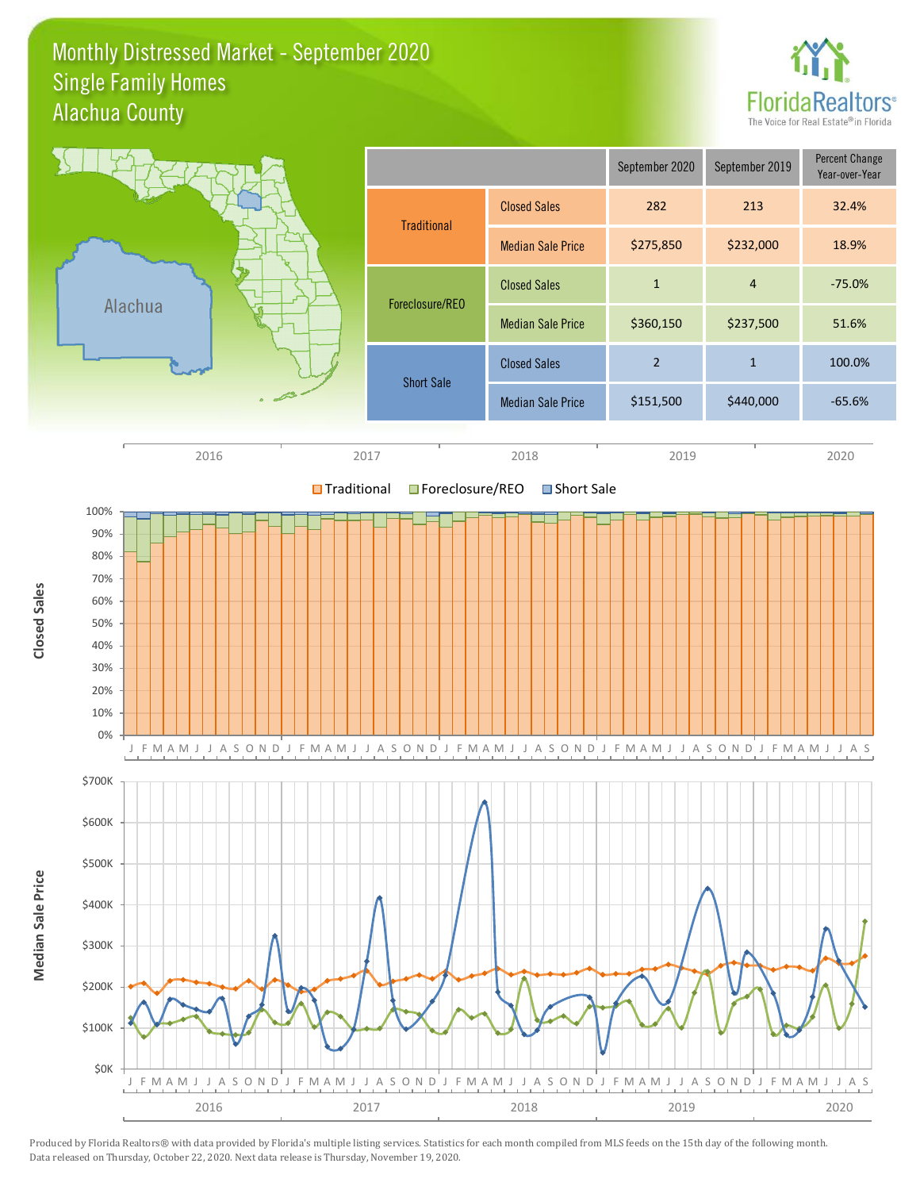# Monthly Distressed Market - September 2020
## Single Family Homes
## Alachua County

| | | September 2020 | September 2019 | Percent Change Year-over-Year |
|---|---|---|---|---|
| Traditional | Closed Sales | 282 | 213 | 32.4% |
| | Median Sale Price | $275,850 | $232,000 | 18.9% |
| Foreclosure/REO | Closed Sales | 1 | 4 | -75.0% |
| | Median Sale Price | $360,150 | $237,500 | 51.6% |
| Short Sale | Closed Sales | 2 | 1 | 100.0% |
| | Median Sale Price | $151,500 | $440,000 | -65.6% |

Produced by Florida Realtors® with data provided by Florida's multiple listing services. Statistics for each month compiled from MLS feeds on the 15th day of the following month. Data released on Thursday, October 22, 2020. Next data release is Thursday, November 19, 2020.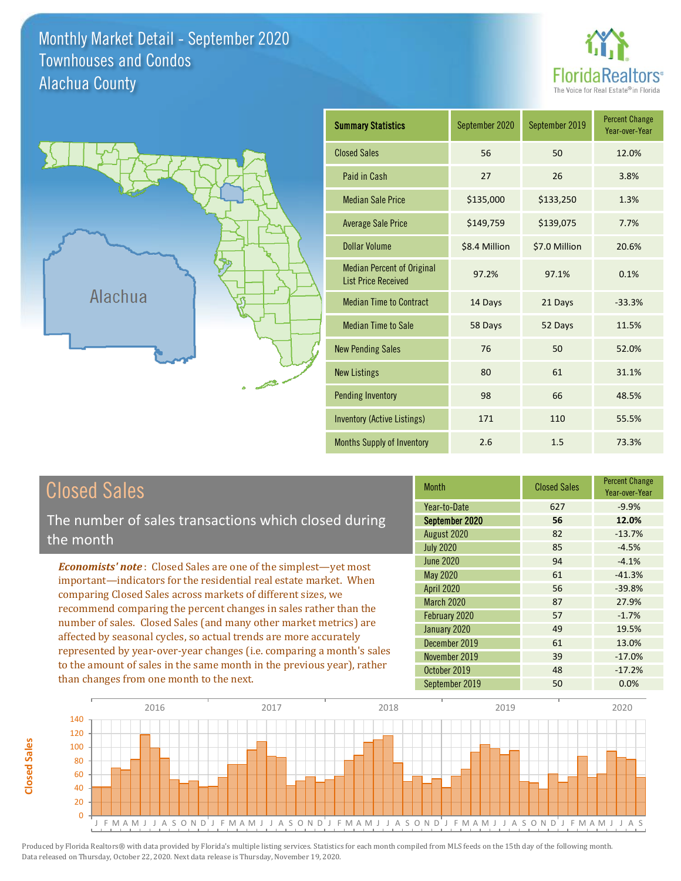# Monthly Market Detail - September 2020
## Townhouses and Condos
## Alachua County

FloridaRealtors® The Voice for Real Estate® in Florida

Alachua

| Summary Statistics | September 2020 | September 2019 | Percent Change Year-over-Year |
|---|---|---|---|
| Closed Sales | 56 | 50 | 12.0% |
| Paid in Cash | 27 | 26 | 3.8% |
| Median Sale Price | $135,000 | $133,250 | 1.3% |
| Average Sale Price | $149,759 | $139,075 | 7.7% |
| Dollar Volume | $8.4 Million | $7.0 Million | 20.6% |
| Median Percent of Original List Price Received | 97.2% | 97.1% | 0.1% |
| Median Time to Contract | 14 Days | 21 Days | -33.3% |
| Median Time to Sale | 58 Days | 52 Days | 11.5% |
| New Pending Sales | 76 | 50 | 52.0% |
| New Listings | 80 | 61 | 31.1% |
| Pending Inventory | 98 | 66 | 48.5% |
| Inventory (Active Listings) | 171 | 110 | 55.5% |
| Months Supply of Inventory | 2.6 | 1.5 | 73.3% |

## Closed Sales

The number of sales transactions which closed during the month

*Economists' note*: Closed Sales are one of the simplest—yet most important—indicators for the residential real estate market. When comparing Closed Sales across markets of different sizes, we recommend comparing the percent changes in sales rather than the number of sales. Closed Sales (and many other market metrics) are affected by seasonal cycles, so actual trends are more accurately represented by year-over-year changes (i.e. comparing a month's sales to the amount of sales in the same month in the previous year), rather than changes from one month to the next.

| Month | Closed Sales | Percent Change Year-over-Year |
|---|---|---|
| Year-to-Date | 627 | -9.9% |
| **September 2020** | **56** | **12.0%** |
| August 2020 | 82 | -13.7% |
| July 2020 | 85 | -4.5% |
| June 2020 | 94 | -4.1% |
| May 2020 | 61 | -41.3% |
| April 2020 | 56 | -39.8% |
| March 2020 | 87 | 27.9% |
| February 2020 | 57 | -1.7% |
| January 2020 | 49 | 19.5% |
| December 2019 | 61 | 13.0% |
| November 2019 | 39 | -17.0% |
| October 2019 | 48 | -17.2% |
| September 2019 | 50 | 0.0% |

Produced by Florida Realtors® with data provided by Florida's multiple listing services. Statistics for each month compiled from MLS feeds on the 15th day of the following month. Data released on Thursday, October 22, 2020. Next data release is Thursday, November 19, 2020.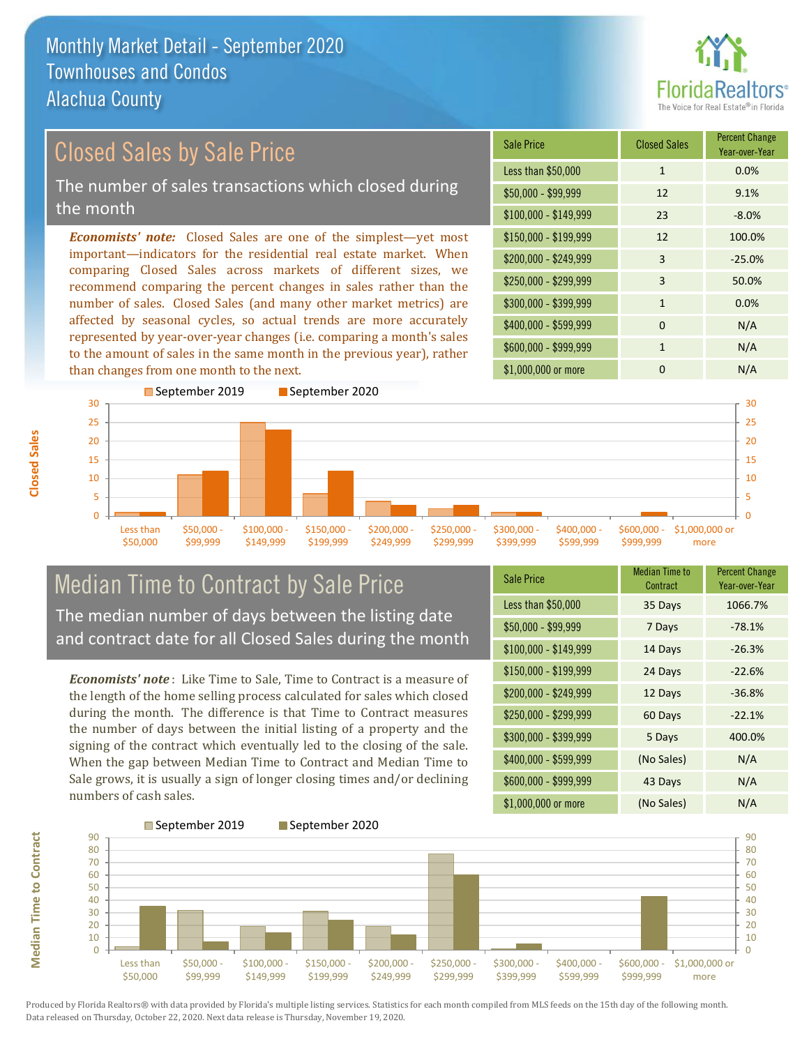# Monthly Market Detail - September 2020
## Townhouses and Condos
## Alachua County

## Closed Sales by Sale Price

The number of sales transactions which closed during the month

*Economists' note:* Closed Sales are one of the simplest—yet most important—indicators for the residential real estate market. When comparing Closed Sales across markets of different sizes, we recommend comparing the percent changes in sales rather than the number of sales. Closed Sales (and many other market metrics) are affected by seasonal cycles, so actual trends are more accurately represented by year-over-year changes (i.e. comparing a month's sales to the amount of sales in the same month in the previous year), rather than changes from one month to the next.

| Sale Price | Closed Sales | Percent Change Year-over-Year |
| --- | --- | --- |
| Less than $50,000 | 1 | 0.0% |
| $50,000 - $99,999 | 12 | 9.1% |
| $100,000 - $149,999 | 23 | -8.0% |
| $150,000 - $199,999 | 12 | 100.0% |
| $200,000 - $249,999 | 3 | -25.0% |
| $250,000 - $299,999 | 3 | 50.0% |
| $300,000 - $399,999 | 1 | 0.0% |
| $400,000 - $599,999 | 0 | N/A |
| $600,000 - $999,999 | 1 | N/A |
| $1,000,000 or more | 0 | N/A |

## Median Time to Contract by Sale Price

The median number of days between the listing date and contract date for all Closed Sales during the month

*Economists' note*: Like Time to Sale, Time to Contract is a measure of the length of the home selling process calculated for sales which closed during the month. The difference is that Time to Contract measures the number of days between the initial listing of a property and the signing of the contract which eventually led to the closing of the sale. When the gap between Median Time to Contract and Median Time to Sale grows, it is usually a sign of longer closing times and/or declining numbers of cash sales.

| Sale Price | Median Time to Contract | Percent Change Year-over-Year |
| --- | --- | --- |
| Less than $50,000 | 35 Days | 1066.7% |
| $50,000 - $99,999 | 7 Days | -78.1% |
| $100,000 - $149,999 | 14 Days | -26.3% |
| $150,000 - $199,999 | 24 Days | -22.6% |
| $200,000 - $249,999 | 12 Days | -36.8% |
| $250,000 - $299,999 | 60 Days | -22.1% |
| $300,000 - $399,999 | 5 Days | 400.0% |
| $400,000 - $599,999 | (No Sales) | N/A |
| $600,000 - $999,999 | 43 Days | N/A |
| $1,000,000 or more | (No Sales) | N/A |

Produced by Florida Realtors® with data provided by Florida's multiple listing services. Statistics for each month compiled from MLS feeds on the 15th day of the following month. Data released on Thursday, October 22, 2020. Next data release is Thursday, November 19, 2020.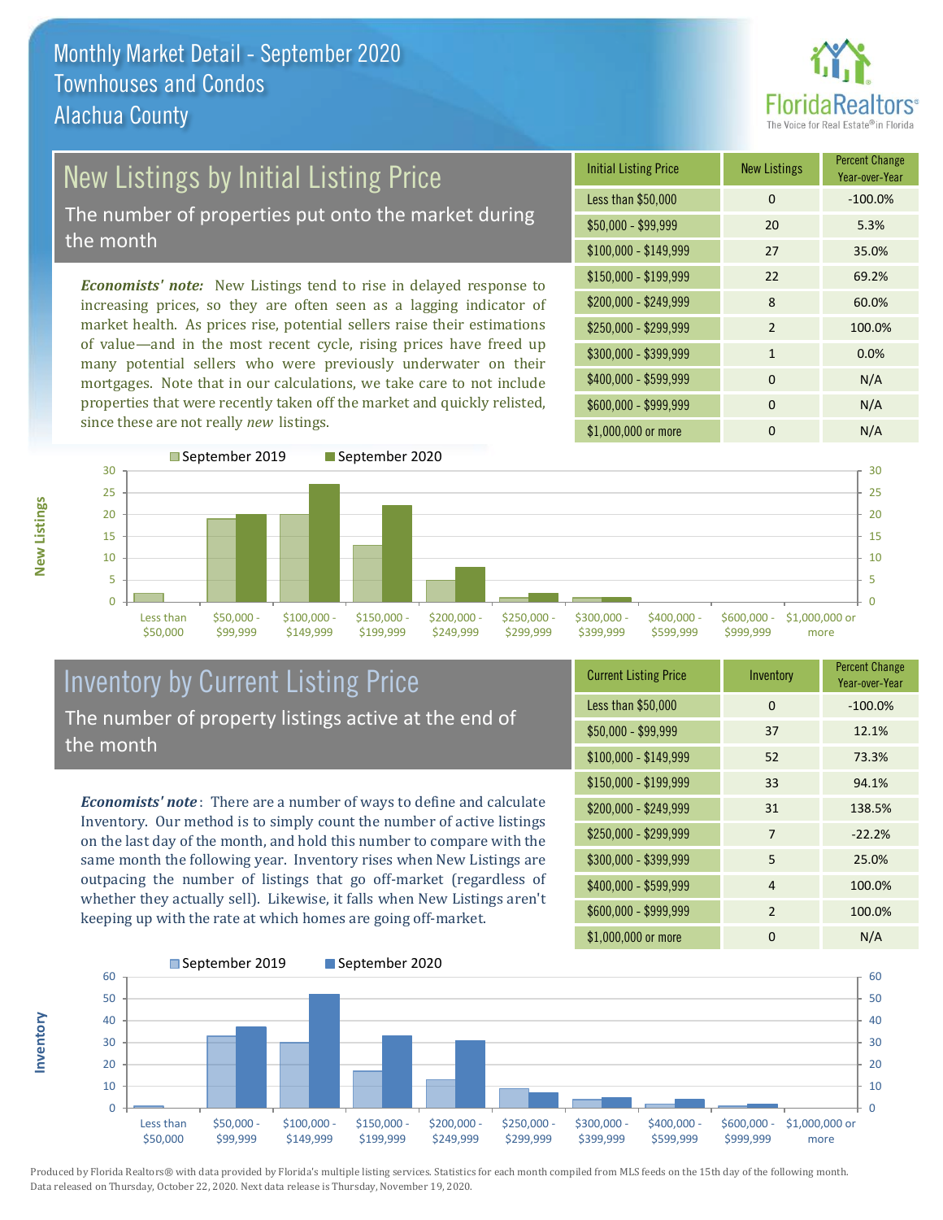# Monthly Market Detail - September 2020
## Townhouses and Condos
## Alachua County

## New Listings by Initial Listing Price

The number of properties put onto the market during the month

***Economists' note:*** New Listings tend to rise in delayed response to increasing prices, so they are often seen as a lagging indicator of market health. As prices rise, potential sellers raise their estimations of value—and in the most recent cycle, rising prices have freed up many potential sellers who were previously underwater on their mortgages. Note that in our calculations, we take care to not include properties that were recently taken off the market and quickly relisted, since these are not really *new* listings.

| Initial Listing Price | New Listings | Percent Change Year-over-Year |
| --- | --- | --- |
| Less than $50,000 | 0 | -100.0% |
| $50,000 - $99,999 | 20 | 5.3% |
| $100,000 - $149,999 | 27 | 35.0% |
| $150,000 - $199,999 | 22 | 69.2% |
| $200,000 - $249,999 | 8 | 60.0% |
| $250,000 - $299,999 | 2 | 100.0% |
| $300,000 - $399,999 | 1 | 0.0% |
| $400,000 - $599,999 | 0 | N/A |
| $600,000 - $999,999 | 0 | N/A |
| $1,000,000 or more | 0 | N/A |

## Inventory by Current Listing Price

The number of property listings active at the end of the month

***Economists' note*:** There are a number of ways to define and calculate Inventory. Our method is to simply count the number of active listings on the last day of the month, and hold this number to compare with the same month the following year. Inventory rises when New Listings are outpacing the number of listings that go off-market (regardless of whether they actually sell). Likewise, it falls when New Listings aren't keeping up with the rate at which homes are going off-market.

| Current Listing Price | Inventory | Percent Change Year-over-Year |
| --- | --- | --- |
| Less than $50,000 | 0 | -100.0% |
| $50,000 - $99,999 | 37 | 12.1% |
| $100,000 - $149,999 | 52 | 73.3% |
| $150,000 - $199,999 | 33 | 94.1% |
| $200,000 - $249,999 | 31 | 138.5% |
| $250,000 - $299,999 | 7 | -22.2% |
| $300,000 - $399,999 | 5 | 25.0% |
| $400,000 - $599,999 | 4 | 100.0% |
| $600,000 - $999,999 | 2 | 100.0% |
| $1,000,000 or more | 0 | N/A |

Produced by Florida Realtors® with data provided by Florida's multiple listing services. Statistics for each month compiled from MLS feeds on the 15th day of the following month. Data released on Thursday, October 22, 2020. Next data release is Thursday, November 19, 2020.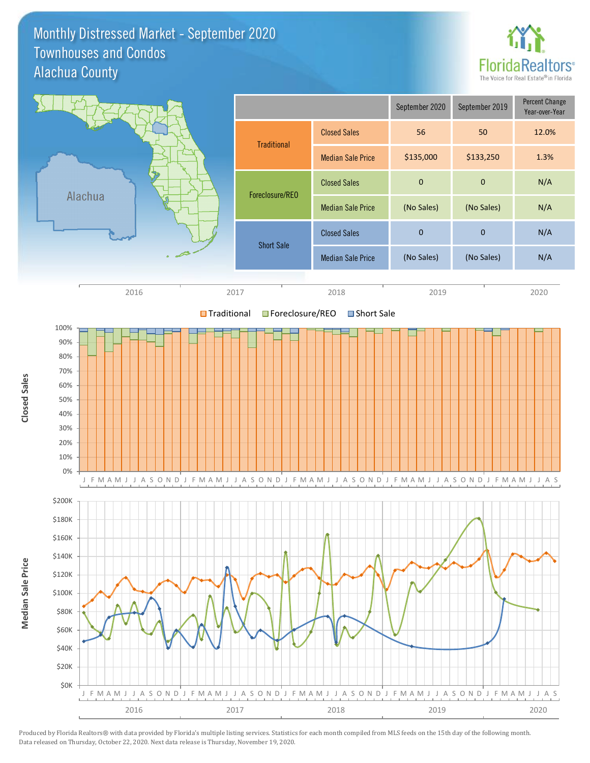# Monthly Distressed Market - September 2020
## Townhouses and Condos
## Alachua County

| | | September 2020 | September 2019 | Percent Change Year-over-Year |
|---|---|---|---|---|
| Traditional | Closed Sales | 56 | 50 | 12.0% |
| | Median Sale Price | $135,000 | $133,250 | 1.3% |
| Foreclosure/REO | Closed Sales | 0 | 0 | N/A |
| | Median Sale Price | (No Sales) | (No Sales) | N/A |
| Short Sale | Closed Sales | 0 | 0 | N/A |
| | Median Sale Price | (No Sales) | (No Sales) | N/A |

Produced by Florida Realtors® with data provided by Florida's multiple listing services. Statistics for each month compiled from MLS feeds on the 15th day of the following month. Data released on Thursday, October 22, 2020. Next data release is Thursday, November 19, 2020.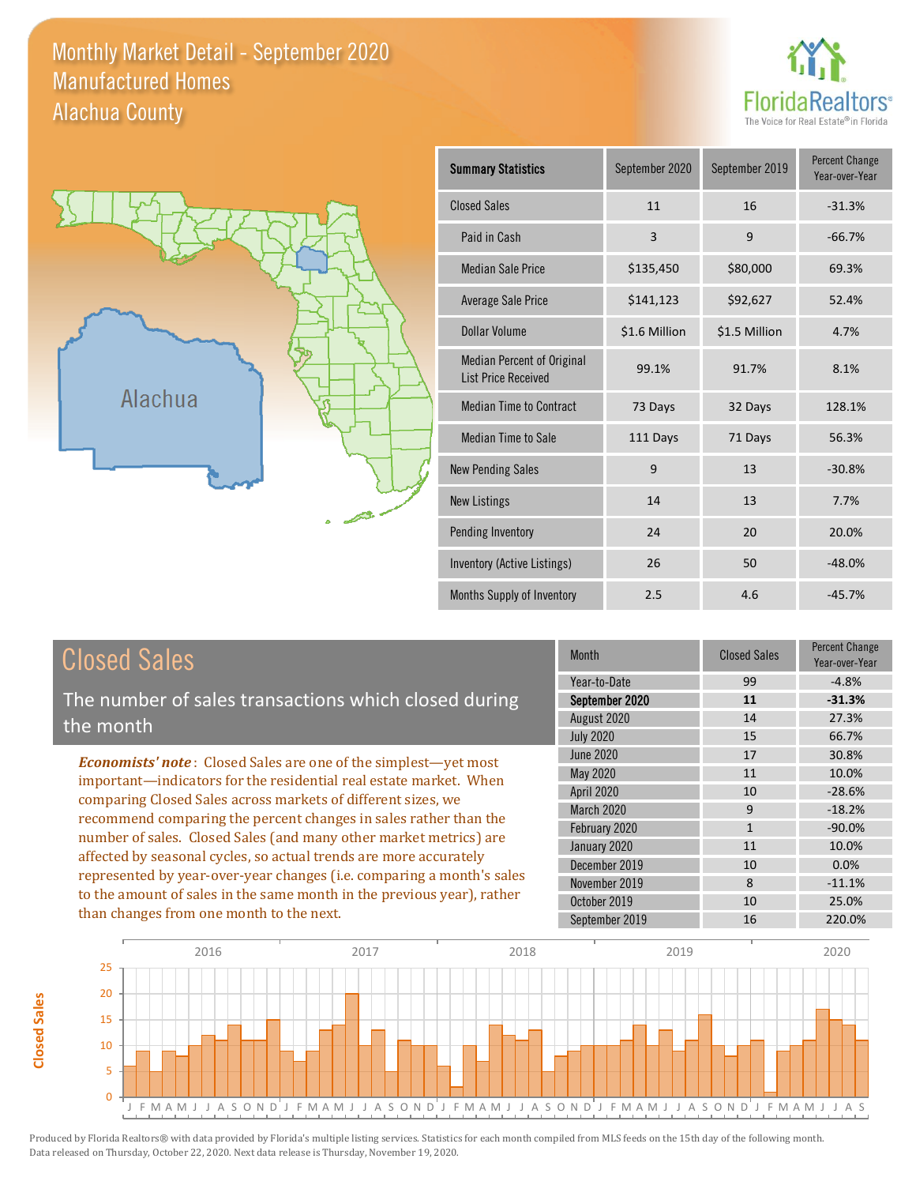# Monthly Market Detail - September 2020
## Manufactured Homes
## Alachua County

| Summary Statistics | September 2020 | September 2019 | Percent Change Year-over-Year |
|---|---|---|---|
| Closed Sales | 11 | 16 | -31.3% |
| Paid in Cash | 3 | 9 | -66.7% |
| Median Sale Price | $135,450 | $80,000 | 69.3% |
| Average Sale Price | $141,123 | $92,627 | 52.4% |
| Dollar Volume | $1.6 Million | $1.5 Million | 4.7% |
| Median Percent of Original List Price Received | 99.1% | 91.7% | 8.1% |
| Median Time to Contract | 73 Days | 32 Days | 128.1% |
| Median Time to Sale | 111 Days | 71 Days | 56.3% |
| New Pending Sales | 9 | 13 | -30.8% |
| New Listings | 14 | 13 | 7.7% |
| Pending Inventory | 24 | 20 | 20.0% |
| Inventory (Active Listings) | 26 | 50 | -48.0% |
| Months Supply of Inventory | 2.5 | 4.6 | -45.7% |

## Closed Sales

The number of sales transactions which closed during the month

*Economists' note*: Closed Sales are one of the simplest—yet most important—indicators for the residential real estate market. When comparing Closed Sales across markets of different sizes, we recommend comparing the percent changes in sales rather than the number of sales. Closed Sales (and many other market metrics) are affected by seasonal cycles, so actual trends are more accurately represented by year-over-year changes (i.e. comparing a month's sales to the amount of sales in the same month in the previous year), rather than changes from one month to the next.

| Month | Closed Sales | Percent Change Year-over-Year |
|---|---|---|
| Year-to-Date | 99 | -4.8% |
| **September 2020** | **11** | **-31.3%** |
| August 2020 | 14 | 27.3% |
| July 2020 | 15 | 66.7% |
| June 2020 | 17 | 30.8% |
| May 2020 | 11 | 10.0% |
| April 2020 | 10 | -28.6% |
| March 2020 | 9 | -18.2% |
| February 2020 | 1 | -90.0% |
| January 2020 | 11 | 10.0% |
| December 2019 | 10 | 0.0% |
| November 2019 | 8 | -11.1% |
| October 2019 | 10 | 25.0% |
| September 2019 | 16 | 220.0% |

Produced by Florida Realtors® with data provided by Florida's multiple listing services. Statistics for each month compiled from MLS feeds on the 15th day of the following month. Data released on Thursday, October 22, 2020. Next data release is Thursday, November 19, 2020.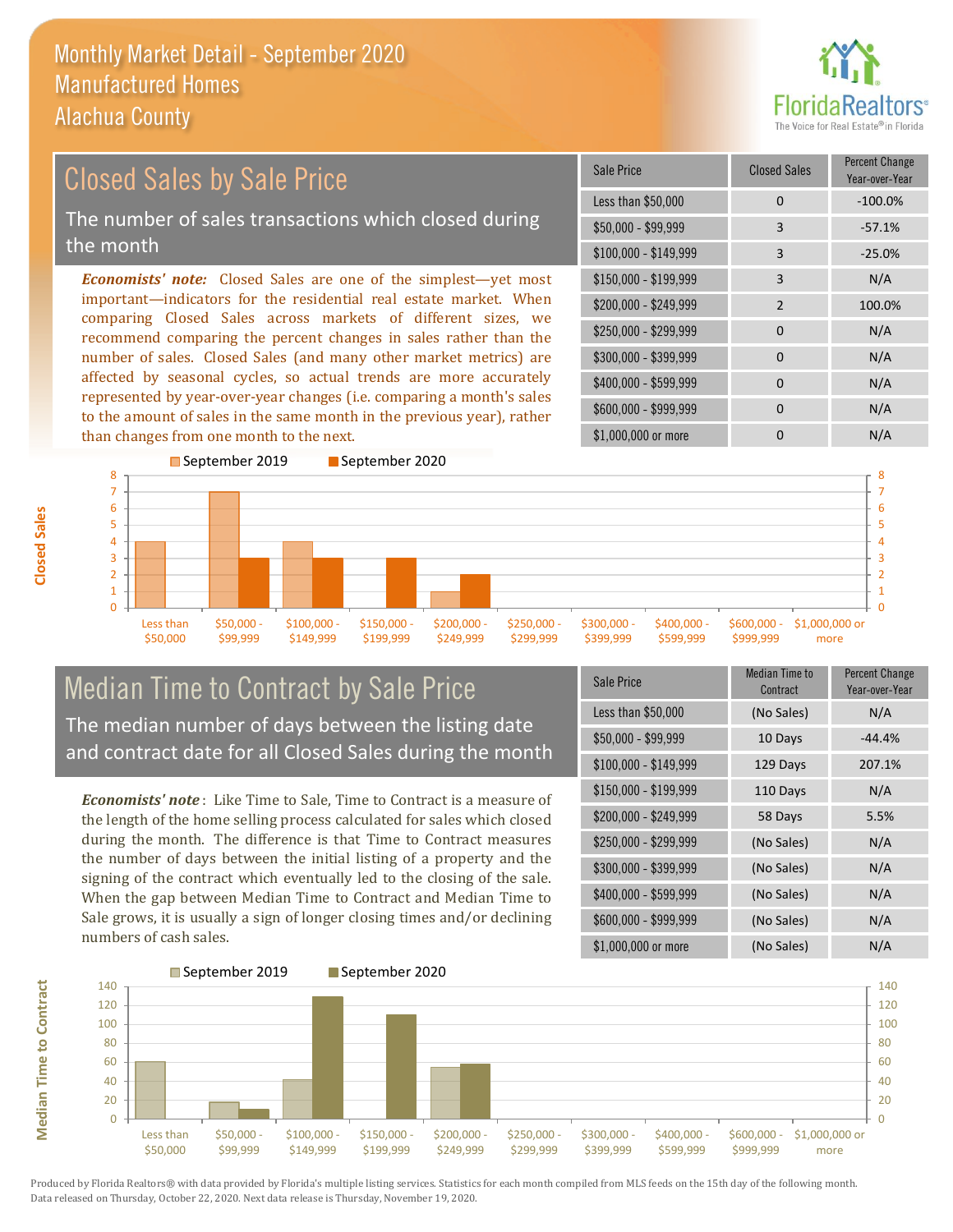# Monthly Market Detail - September 2020
## Manufactured Homes
## Alachua County

## Closed Sales by Sale Price

The number of sales transactions which closed during the month

*Economists' note:* Closed Sales are one of the simplest—yet most important—indicators for the residential real estate market. When comparing Closed Sales across markets of different sizes, we recommend comparing the percent changes in sales rather than the number of sales. Closed Sales (and many other market metrics) are affected by seasonal cycles, so actual trends are more accurately represented by year-over-year changes (i.e. comparing a month's sales to the amount of sales in the same month in the previous year), rather than changes from one month to the next.

| Sale Price | Closed Sales | Percent Change Year-over-Year |
|---|---|---|
| Less than $50,000 | 0 | -100.0% |
| $50,000 - $99,999 | 3 | -57.1% |
| $100,000 - $149,999 | 3 | -25.0% |
| $150,000 - $199,999 | 3 | N/A |
| $200,000 - $249,999 | 2 | 100.0% |
| $250,000 - $299,999 | 0 | N/A |
| $300,000 - $399,999 | 0 | N/A |
| $400,000 - $599,999 | 0 | N/A |
| $600,000 - $999,999 | 0 | N/A |
| $1,000,000 or more | 0 | N/A |

## Median Time to Contract by Sale Price

The median number of days between the listing date and contract date for all Closed Sales during the month

*Economists' note*: Like Time to Sale, Time to Contract is a measure of the length of the home selling process calculated for sales which closed during the month. The difference is that Time to Contract measures the number of days between the initial listing of a property and the signing of the contract which eventually led to the closing of the sale. When the gap between Median Time to Contract and Median Time to Sale grows, it is usually a sign of longer closing times and/or declining numbers of cash sales.

| Sale Price | Median Time to Contract | Percent Change Year-over-Year |
|---|---|---|
| Less than $50,000 | (No Sales) | N/A |
| $50,000 - $99,999 | 10 Days | -44.4% |
| $100,000 - $149,999 | 129 Days | 207.1% |
| $150,000 - $199,999 | 110 Days | N/A |
| $200,000 - $249,999 | 58 Days | 5.5% |
| $250,000 - $299,999 | (No Sales) | N/A |
| $300,000 - $399,999 | (No Sales) | N/A |
| $400,000 - $599,999 | (No Sales) | N/A |
| $600,000 - $999,999 | (No Sales) | N/A |
| $1,000,000 or more | (No Sales) | N/A |

Produced by Florida Realtors® with data provided by Florida's multiple listing services. Statistics for each month compiled from MLS feeds on the 15th day of the following month. Data released on Thursday, October 22, 2020. Next data release is Thursday, November 19, 2020.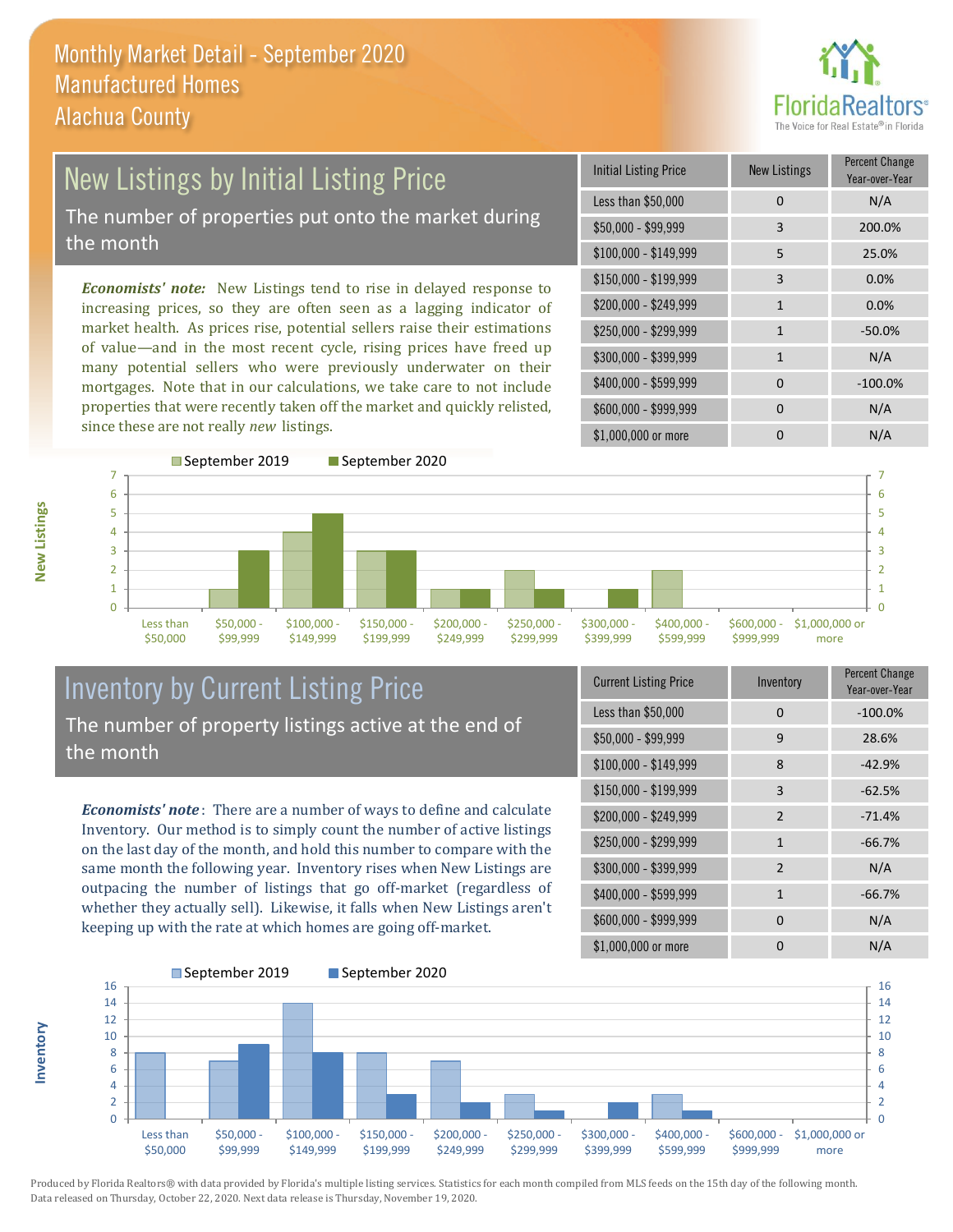# Monthly Market Detail - September 2020
## Manufactured Homes
## Alachua County

## New Listings by Initial Listing Price

The number of properties put onto the market during the month

***Economists' note:*** New Listings tend to rise in delayed response to increasing prices, so they are often seen as a lagging indicator of market health. As prices rise, potential sellers raise their estimations of value—and in the most recent cycle, rising prices have freed up many potential sellers who were previously underwater on their mortgages. Note that in our calculations, we take care to not include properties that were recently taken off the market and quickly relisted, since these are not really *new* listings.

| Initial Listing Price | New Listings | Percent Change Year-over-Year |
|---|---|---|
| Less than $50,000 | 0 | N/A |
| $50,000 - $99,999 | 3 | 200.0% |
| $100,000 - $149,999 | 5 | 25.0% |
| $150,000 - $199,999 | 3 | 0.0% |
| $200,000 - $249,999 | 1 | 0.0% |
| $250,000 - $299,999 | 1 | -50.0% |
| $300,000 - $399,999 | 1 | N/A |
| $400,000 - $599,999 | 0 | -100.0% |
| $600,000 - $999,999 | 0 | N/A |
| $1,000,000 or more | 0 | N/A |

## Inventory by Current Listing Price

The number of property listings active at the end of the month

***Economists' note***: There are a number of ways to define and calculate Inventory. Our method is to simply count the number of active listings on the last day of the month, and hold this number to compare with the same month the following year. Inventory rises when New Listings are outpacing the number of listings that go off-market (regardless of whether they actually sell). Likewise, it falls when New Listings aren't keeping up with the rate at which homes are going off-market.

| Current Listing Price | Inventory | Percent Change Year-over-Year |
|---|---|---|
| Less than $50,000 | 0 | -100.0% |
| $50,000 - $99,999 | 9 | 28.6% |
| $100,000 - $149,999 | 8 | -42.9% |
| $150,000 - $199,999 | 3 | -62.5% |
| $200,000 - $249,999 | 2 | -71.4% |
| $250,000 - $299,999 | 1 | -66.7% |
| $300,000 - $399,999 | 2 | N/A |
| $400,000 - $599,999 | 1 | -66.7% |
| $600,000 - $999,999 | 0 | N/A |
| $1,000,000 or more | 0 | N/A |

Produced by Florida Realtors® with data provided by Florida's multiple listing services. Statistics for each month compiled from MLS feeds on the 15th day of the following month. Data released on Thursday, October 22, 2020. Next data release is Thursday, November 19, 2020.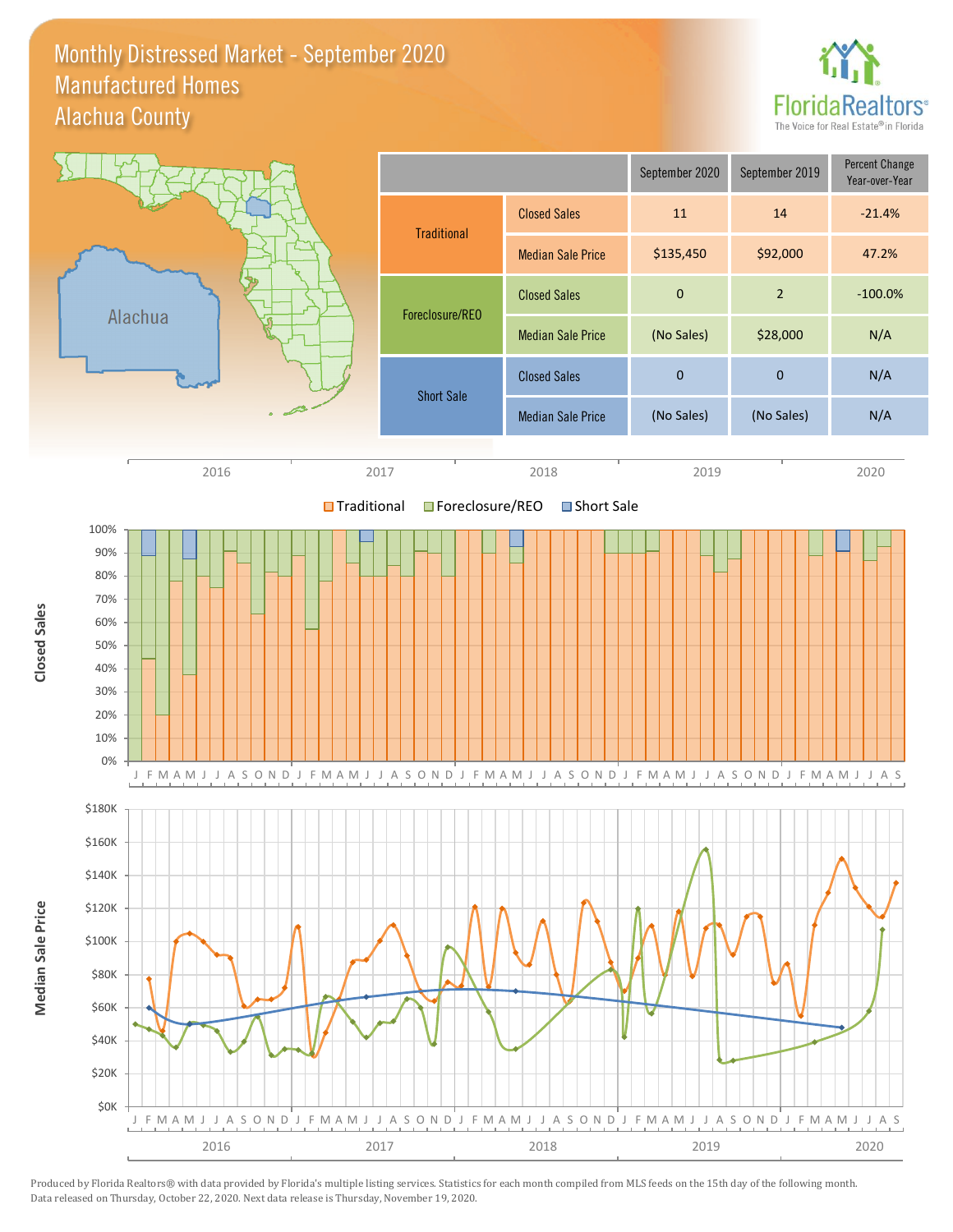# Monthly Distressed Market - September 2020
## Manufactured Homes
## Alachua County

FloridaRealtors®
The Voice for Real Estate® in Florida

Alachua

| | | September 2020 | September 2019 | Percent Change Year-over-Year |
|---|---|---|---|---|
| Traditional | Closed Sales | 11 | 14 | -21.4% |
| | Median Sale Price | $135,450 | $92,000 | 47.2% |
| Foreclosure/REO | Closed Sales | 0 | 2 | -100.0% |
| | Median Sale Price | (No Sales) | $28,000 | N/A |
| Short Sale | Closed Sales | 0 | 0 | N/A |
| | Median Sale Price | (No Sales) | (No Sales) | N/A |

2016 2017 2018 2019 2020

Traditional  Foreclosure/REO  Short Sale

Closed Sales

100% 90% 80% 70% 60% 50% 40% 30% 20% 10% 0%

J F M A M J J A S O N D J F M A M J J A S O N D J F M A M J J A S O N D J F M A M J J A S O N D J F M A M J J A S

Median Sale Price

$180K $160K $140K $120K $100K $80K $60K $40K $20K $0K

J F M A M J J A S O N D J F M A M J J A S O N D J F M A M J J A S O N D J F M A M J J A S O N D J F M A M J J A S

2016 2017 2018 2019 2020

Produced by Florida Realtors® with data provided by Florida's multiple listing services. Statistics for each month compiled from MLS feeds on the 15th day of the following month.
Data released on Thursday, October 22, 2020. Next data release is Thursday, November 19, 2020.